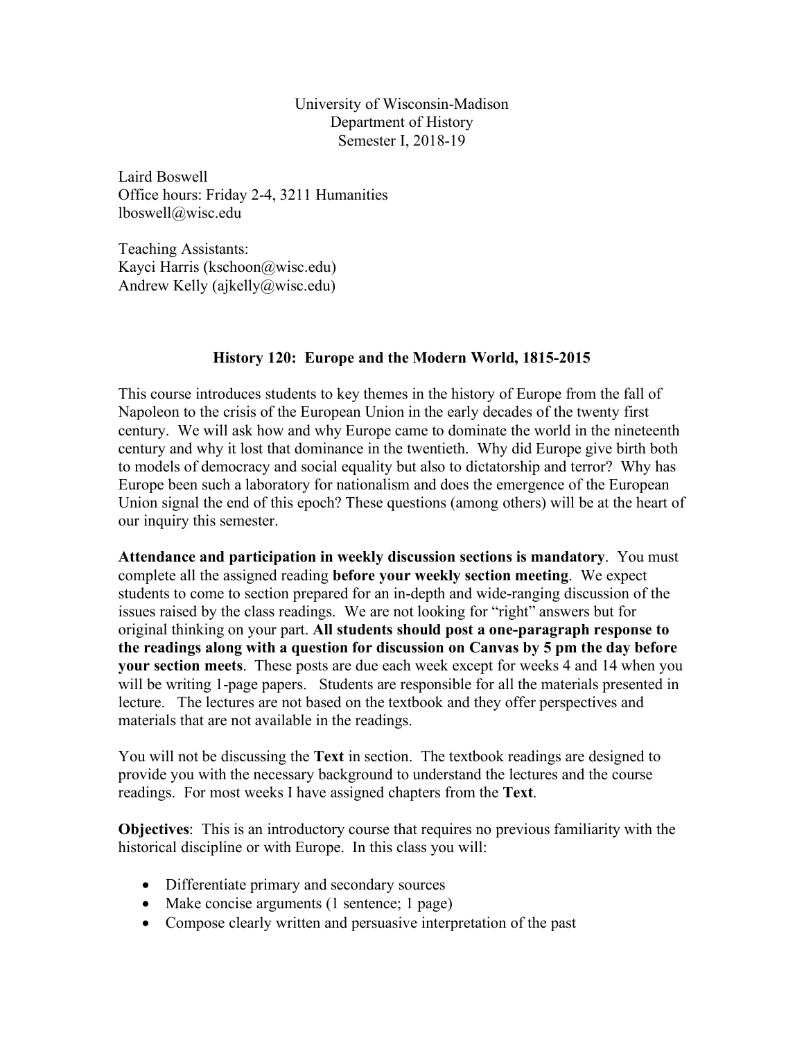University of Wisconsin-Madison
Department of History
Semester I, 2018-19

Laird Boswell
Office hours: Friday 2-4, 3211 Humanities
lboswell@wisc.edu

Teaching Assistants:
Kayci Harris (kschoon@wisc.edu)
Andrew Kelly (ajkelly@wisc.edu)

## History 120: Europe and the Modern World, 1815-2015

This course introduces students to key themes in the history of Europe from the fall of Napoleon to the crisis of the European Union in the early decades of the twenty first century. We will ask how and why Europe came to dominate the world in the nineteenth century and why it lost that dominance in the twentieth. Why did Europe give birth both to models of democracy and social equality but also to dictatorship and terror? Why has Europe been such a laboratory for nationalism and does the emergence of the European Union signal the end of this epoch? These questions (among others) will be at the heart of our inquiry this semester.

**Attendance and participation in weekly discussion sections is mandatory**. You must complete all the assigned reading **before your weekly section meeting**. We expect students to come to section prepared for an in-depth and wide-ranging discussion of the issues raised by the class readings. We are not looking for "right" answers but for original thinking on your part. **All students should post a one-paragraph response to the readings along with a question for discussion on Canvas by 5 pm the day before your section meets**. These posts are due each week except for weeks 4 and 14 when you will be writing 1-page papers. Students are responsible for all the materials presented in lecture. The lectures are not based on the textbook and they offer perspectives and materials that are not available in the readings.

You will not be discussing the **Text** in section. The textbook readings are designed to provide you with the necessary background to understand the lectures and the course readings. For most weeks I have assigned chapters from the **Text**.

**Objectives**: This is an introductory course that requires no previous familiarity with the historical discipline or with Europe. In this class you will:

- Differentiate primary and secondary sources
- Make concise arguments (1 sentence; 1 page)
- Compose clearly written and persuasive interpretation of the past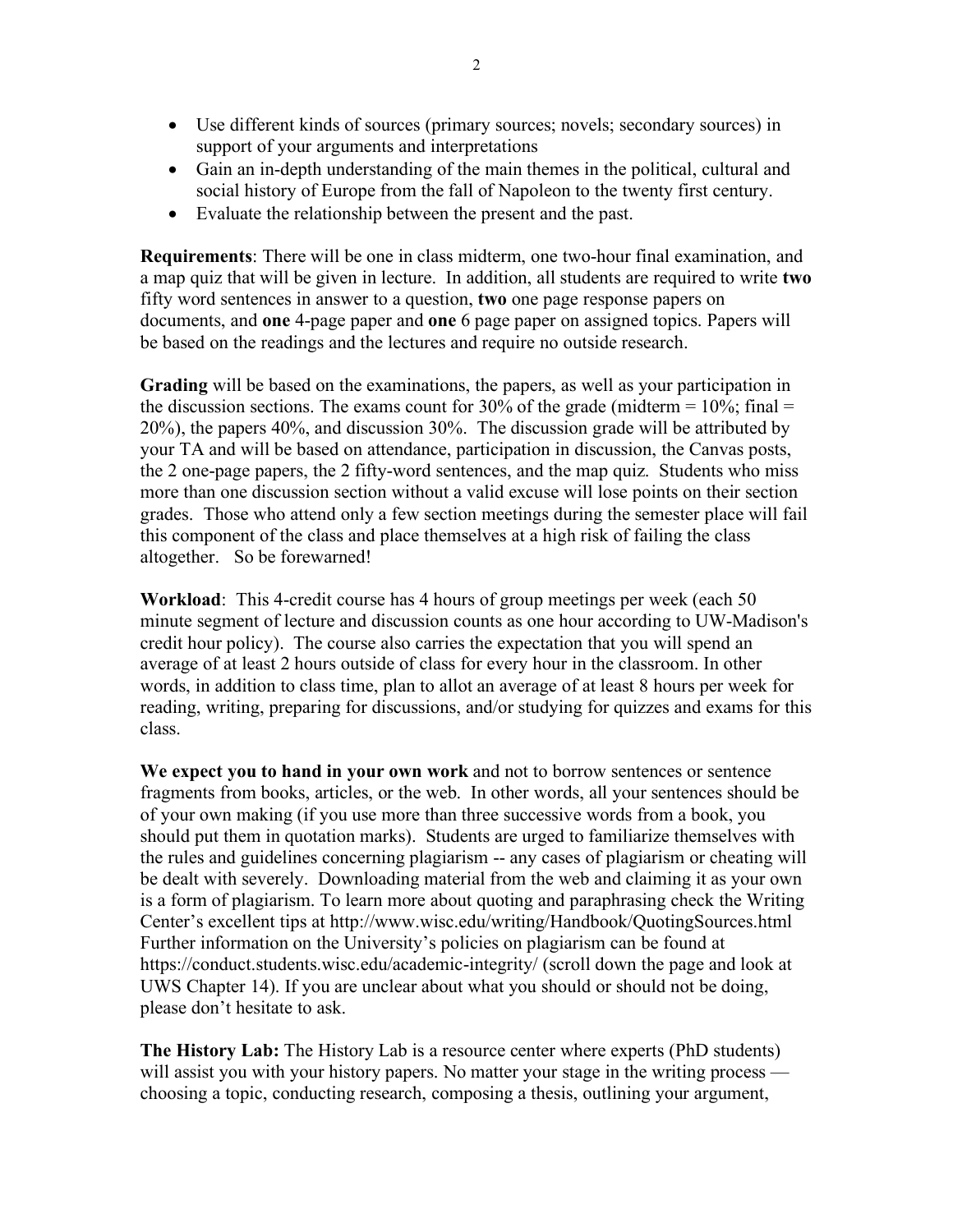- Use different kinds of sources (primary sources; novels; secondary sources) in support of your arguments and interpretations
- Gain an in-depth understanding of the main themes in the political, cultural and social history of Europe from the fall of Napoleon to the twenty first century.
- Evaluate the relationship between the present and the past.

**Requirements**: There will be one in class midterm, one two-hour final examination, and a map quiz that will be given in lecture. In addition, all students are required to write **two** fifty word sentences in answer to a question, **two** one page response papers on documents, and **one** 4-page paper and **one** 6 page paper on assigned topics. Papers will be based on the readings and the lectures and require no outside research.

**Grading** will be based on the examinations, the papers, as well as your participation in the discussion sections. The exams count for 30% of the grade (midterm = 10%; final = 20%), the papers 40%, and discussion 30%. The discussion grade will be attributed by your TA and will be based on attendance, participation in discussion, the Canvas posts, the 2 one-page papers, the 2 fifty-word sentences, and the map quiz. Students who miss more than one discussion section without a valid excuse will lose points on their section grades. Those who attend only a few section meetings during the semester place will fail this component of the class and place themselves at a high risk of failing the class altogether. So be forewarned!

**Workload**: This 4-credit course has 4 hours of group meetings per week (each 50 minute segment of lecture and discussion counts as one hour according to UW-Madison's credit hour policy). The course also carries the expectation that you will spend an average of at least 2 hours outside of class for every hour in the classroom. In other words, in addition to class time, plan to allot an average of at least 8 hours per week for reading, writing, preparing for discussions, and/or studying for quizzes and exams for this class.

**We expect you to hand in your own work** and not to borrow sentences or sentence fragments from books, articles, or the web. In other words, all your sentences should be of your own making (if you use more than three successive words from a book, you should put them in quotation marks). Students are urged to familiarize themselves with the rules and guidelines concerning plagiarism -- any cases of plagiarism or cheating will be dealt with severely. Downloading material from the web and claiming it as your own is a form of plagiarism. To learn more about quoting and paraphrasing check the Writing Center's excellent tips at http://www.wisc.edu/writing/Handbook/QuotingSources.html Further information on the University's policies on plagiarism can be found at https://conduct.students.wisc.edu/academic-integrity/ (scroll down the page and look at UWS Chapter 14). If you are unclear about what you should or should not be doing, please don't hesitate to ask.

**The History Lab:** The History Lab is a resource center where experts (PhD students) will assist you with your history papers. No matter your stage in the writing process — choosing a topic, conducting research, composing a thesis, outlining your argument,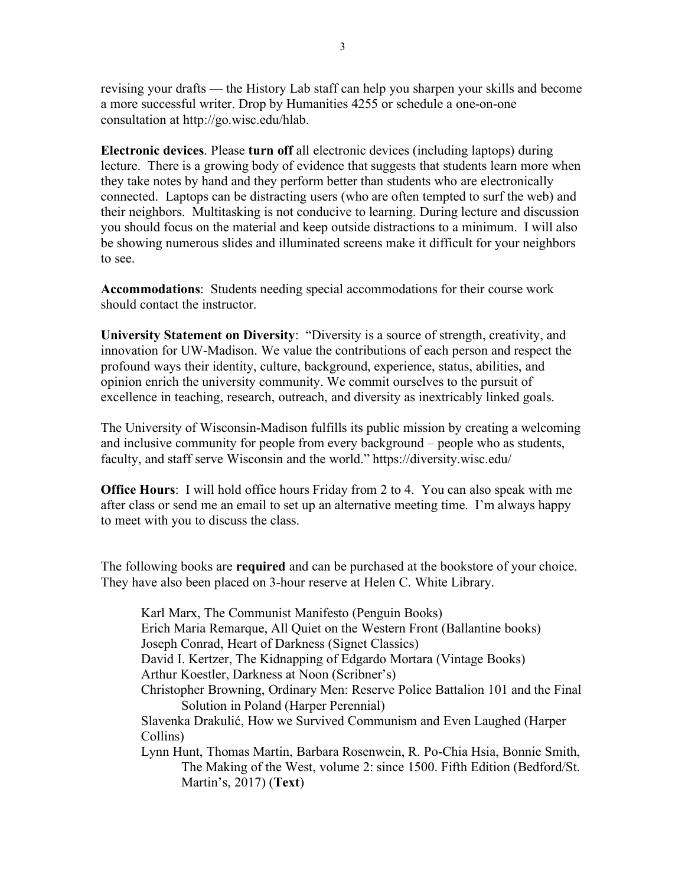revising your drafts — the History Lab staff can help you sharpen your skills and become a more successful writer. Drop by Humanities 4255 or schedule a one-on-one consultation at http://go.wisc.edu/hlab.

**Electronic devices**. Please **turn off** all electronic devices (including laptops) during lecture. There is a growing body of evidence that suggests that students learn more when they take notes by hand and they perform better than students who are electronically connected. Laptops can be distracting users (who are often tempted to surf the web) and their neighbors. Multitasking is not conducive to learning. During lecture and discussion you should focus on the material and keep outside distractions to a minimum. I will also be showing numerous slides and illuminated screens make it difficult for your neighbors to see.

**Accommodations**: Students needing special accommodations for their course work should contact the instructor.

**University Statement on Diversity**: "Diversity is a source of strength, creativity, and innovation for UW-Madison. We value the contributions of each person and respect the profound ways their identity, culture, background, experience, status, abilities, and opinion enrich the university community. We commit ourselves to the pursuit of excellence in teaching, research, outreach, and diversity as inextricably linked goals.

The University of Wisconsin-Madison fulfills its public mission by creating a welcoming and inclusive community for people from every background – people who as students, faculty, and staff serve Wisconsin and the world." https://diversity.wisc.edu/

**Office Hours**: I will hold office hours Friday from 2 to 4. You can also speak with me after class or send me an email to set up an alternative meeting time. I'm always happy to meet with you to discuss the class.

The following books are **required** and can be purchased at the bookstore of your choice. They have also been placed on 3-hour reserve at Helen C. White Library.

- Karl Marx, The Communist Manifesto (Penguin Books)
- Erich Maria Remarque, All Quiet on the Western Front (Ballantine books)
- Joseph Conrad, Heart of Darkness (Signet Classics)
- David I. Kertzer, The Kidnapping of Edgardo Mortara (Vintage Books)
- Arthur Koestler, Darkness at Noon (Scribner's)
- Christopher Browning, Ordinary Men: Reserve Police Battalion 101 and the Final Solution in Poland (Harper Perennial)
- Slavenka Drakulić, How we Survived Communism and Even Laughed (Harper Collins)
- Lynn Hunt, Thomas Martin, Barbara Rosenwein, R. Po-Chia Hsia, Bonnie Smith, The Making of the West, volume 2: since 1500. Fifth Edition (Bedford/St. Martin's, 2017) (**Text**)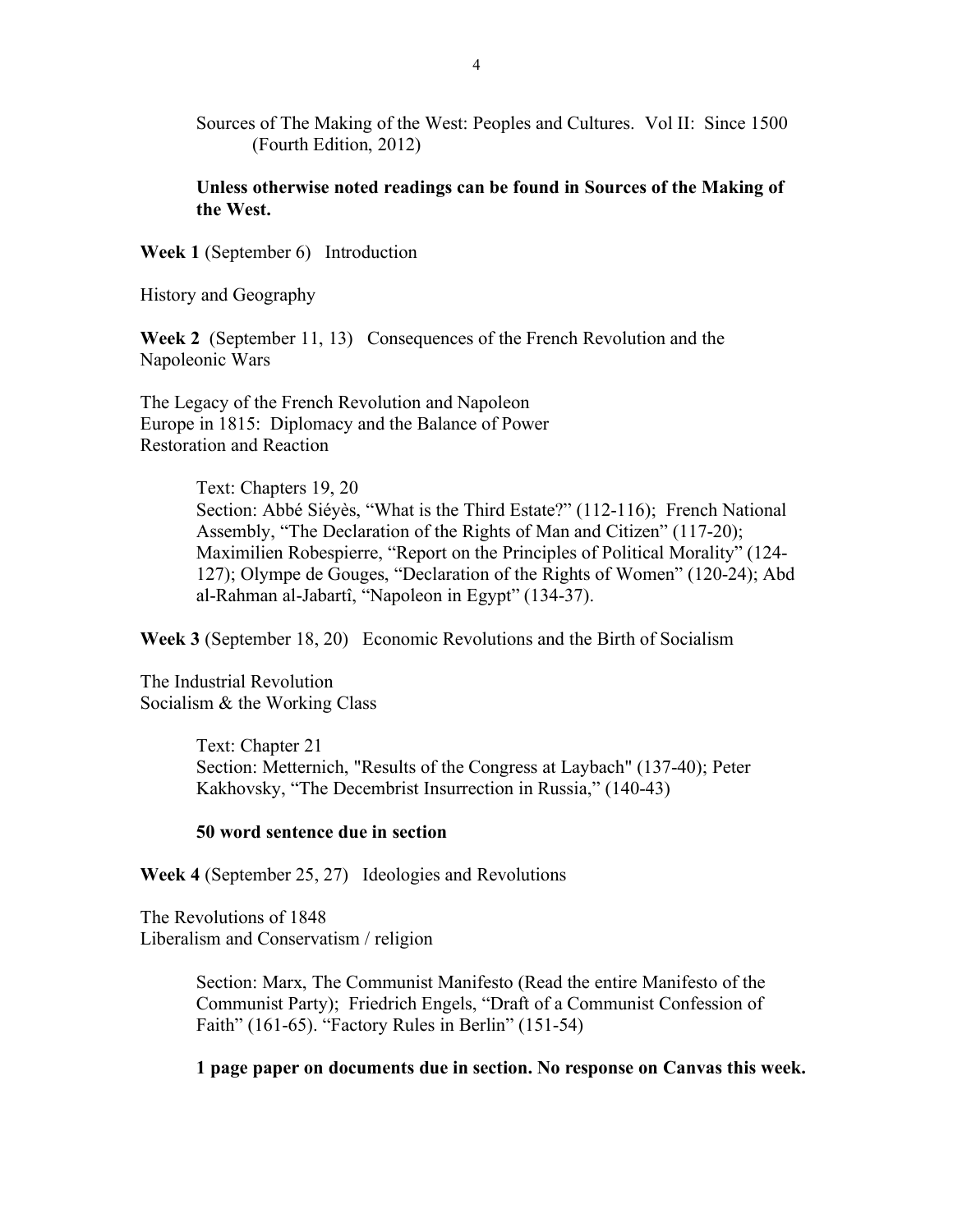Sources of The Making of the West: Peoples and Cultures. Vol II: Since 1500 (Fourth Edition, 2012)

**Unless otherwise noted readings can be found in Sources of the Making of the West.**

**Week 1** (September 6) Introduction

History and Geography

**Week 2** (September 11, 13) Consequences of the French Revolution and the Napoleonic Wars

The Legacy of the French Revolution and Napoleon
Europe in 1815: Diplomacy and the Balance of Power
Restoration and Reaction

> Text: Chapters 19, 20
> Section: Abbé Siéyès, "What is the Third Estate?" (112-116); French National Assembly, "The Declaration of the Rights of Man and Citizen" (117-20); Maximilien Robespierre, "Report on the Principles of Political Morality" (124-127); Olympe de Gouges, "Declaration of the Rights of Women" (120-24); Abd al-Rahman al-Jabartî, "Napoleon in Egypt" (134-37).

**Week 3** (September 18, 20) Economic Revolutions and the Birth of Socialism

The Industrial Revolution
Socialism & the Working Class

> Text: Chapter 21
> Section: Metternich, "Results of the Congress at Laybach" (137-40); Peter Kakhovsky, "The Decembrist Insurrection in Russia," (140-43)
>
> **50 word sentence due in section**

**Week 4** (September 25, 27) Ideologies and Revolutions

The Revolutions of 1848
Liberalism and Conservatism / religion

> Section: Marx, The Communist Manifesto (Read the entire Manifesto of the Communist Party); Friedrich Engels, "Draft of a Communist Confession of Faith" (161-65). "Factory Rules in Berlin" (151-54)
>
> **1 page paper on documents due in section. No response on Canvas this week.**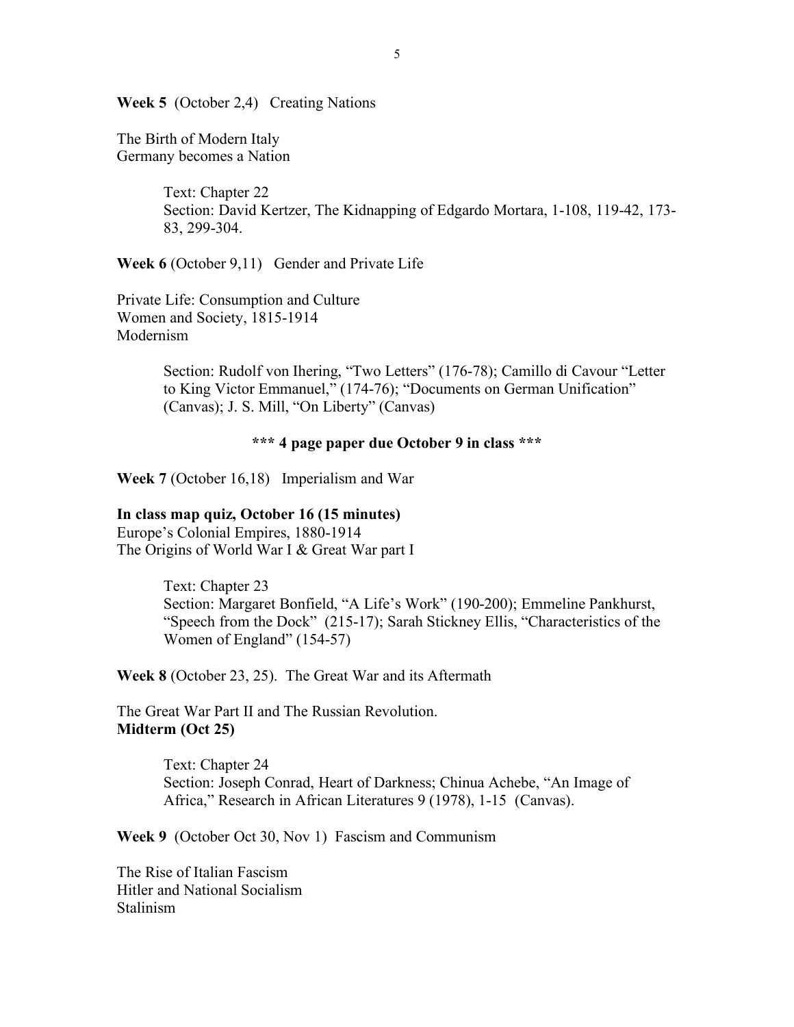**Week 5** (October 2,4) Creating Nations

The Birth of Modern Italy
Germany becomes a Nation

> Text: Chapter 22
> Section: David Kertzer, The Kidnapping of Edgardo Mortara, 1-108, 119-42, 173-83, 299-304.

**Week 6** (October 9,11) Gender and Private Life

Private Life: Consumption and Culture
Women and Society, 1815-1914
Modernism

> Section: Rudolf von Ihering, "Two Letters" (176-78); Camillo di Cavour "Letter to King Victor Emmanuel," (174-76); "Documents on German Unification" (Canvas); J. S. Mill, "On Liberty" (Canvas)

**\*\*\* 4 page paper due October 9 in class \*\*\***

**Week 7** (October 16,18) Imperialism and War

**In class map quiz, October 16 (15 minutes)**
Europe's Colonial Empires, 1880-1914
The Origins of World War I & Great War part I

> Text: Chapter 23
> Section: Margaret Bonfield, "A Life's Work" (190-200); Emmeline Pankhurst, "Speech from the Dock" (215-17); Sarah Stickney Ellis, "Characteristics of the Women of England" (154-57)

**Week 8** (October 23, 25). The Great War and its Aftermath

The Great War Part II and The Russian Revolution.
**Midterm (Oct 25)**

> Text: Chapter 24
> Section: Joseph Conrad, Heart of Darkness; Chinua Achebe, "An Image of Africa," Research in African Literatures 9 (1978), 1-15 (Canvas).

**Week 9** (October Oct 30, Nov 1) Fascism and Communism

The Rise of Italian Fascism
Hitler and National Socialism
Stalinism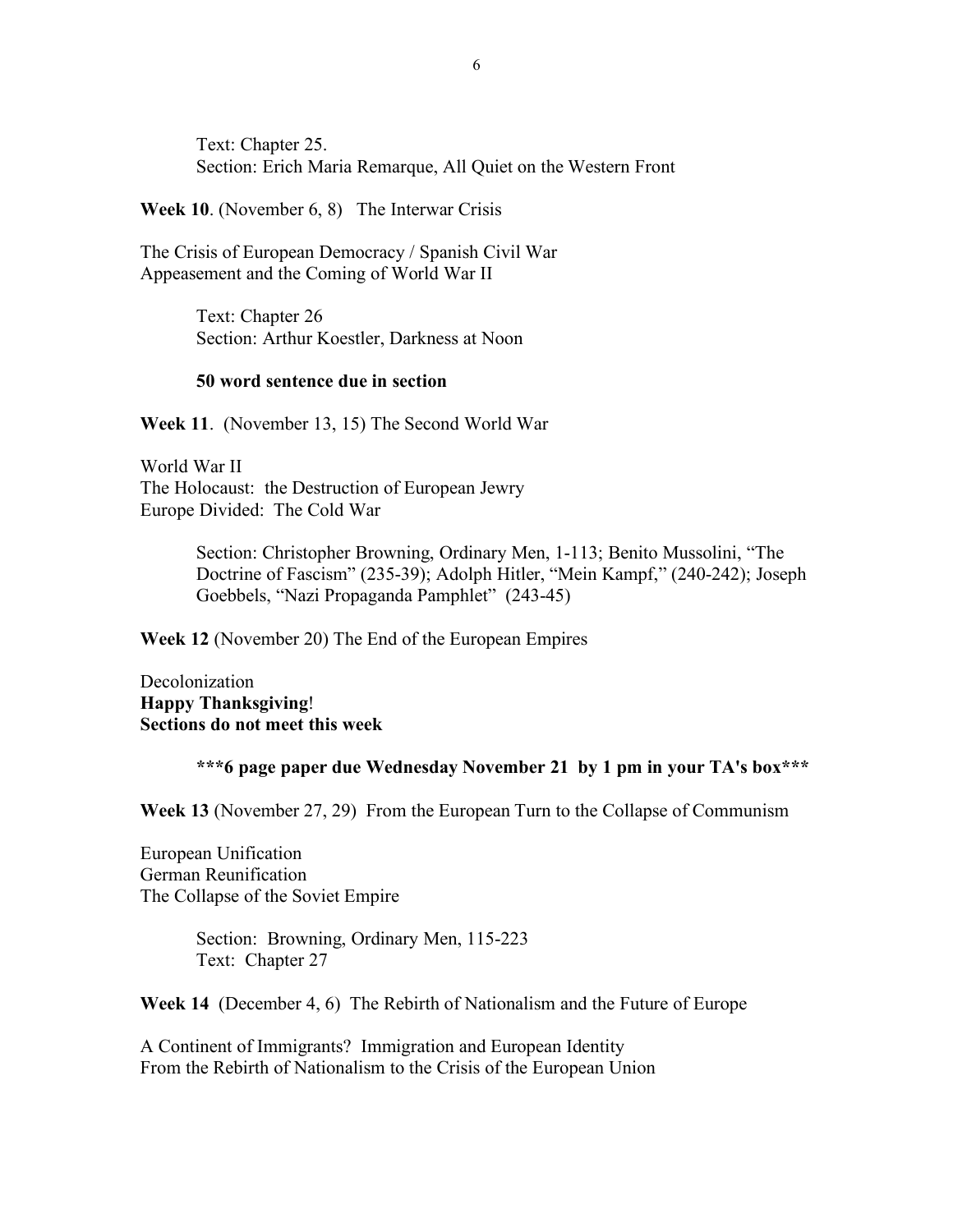Text: Chapter 25.
Section: Erich Maria Remarque, All Quiet on the Western Front

**Week 10**. (November 6, 8) The Interwar Crisis

The Crisis of European Democracy / Spanish Civil War
Appeasement and the Coming of World War II

Text: Chapter 26
Section: Arthur Koestler, Darkness at Noon

**50 word sentence due in section**

**Week 11**. (November 13, 15) The Second World War

World War II
The Holocaust: the Destruction of European Jewry
Europe Divided: The Cold War

Section: Christopher Browning, Ordinary Men, 1-113; Benito Mussolini, "The Doctrine of Fascism" (235-39); Adolph Hitler, "Mein Kampf," (240-242); Joseph Goebbels, "Nazi Propaganda Pamphlet" (243-45)

**Week 12** (November 20) The End of the European Empires

Decolonization
**Happy Thanksgiving**!
**Sections do not meet this week**

**\*\*\*6 page paper due Wednesday November 21 by 1 pm in your TA's box\*\*\***

**Week 13** (November 27, 29) From the European Turn to the Collapse of Communism

European Unification
German Reunification
The Collapse of the Soviet Empire

Section: Browning, Ordinary Men, 115-223
Text: Chapter 27

**Week 14** (December 4, 6) The Rebirth of Nationalism and the Future of Europe

A Continent of Immigrants? Immigration and European Identity
From the Rebirth of Nationalism to the Crisis of the European Union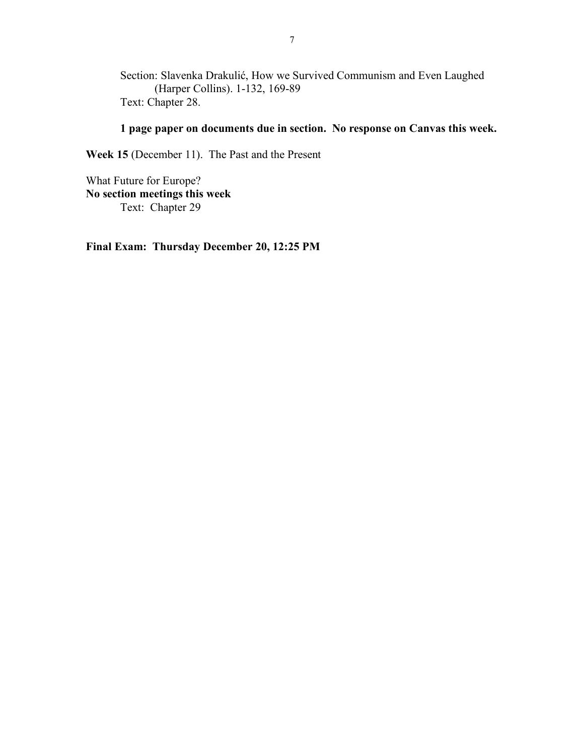Section: Slavenka Drakulić, How we Survived Communism and Even Laughed (Harper Collins). 1-132, 169-89
Text: Chapter 28.

**1 page paper on documents due in section. No response on Canvas this week.**

**Week 15** (December 11). The Past and the Present

What Future for Europe?
**No section meetings this week**
Text: Chapter 29

**Final Exam: Thursday December 20, 12:25 PM**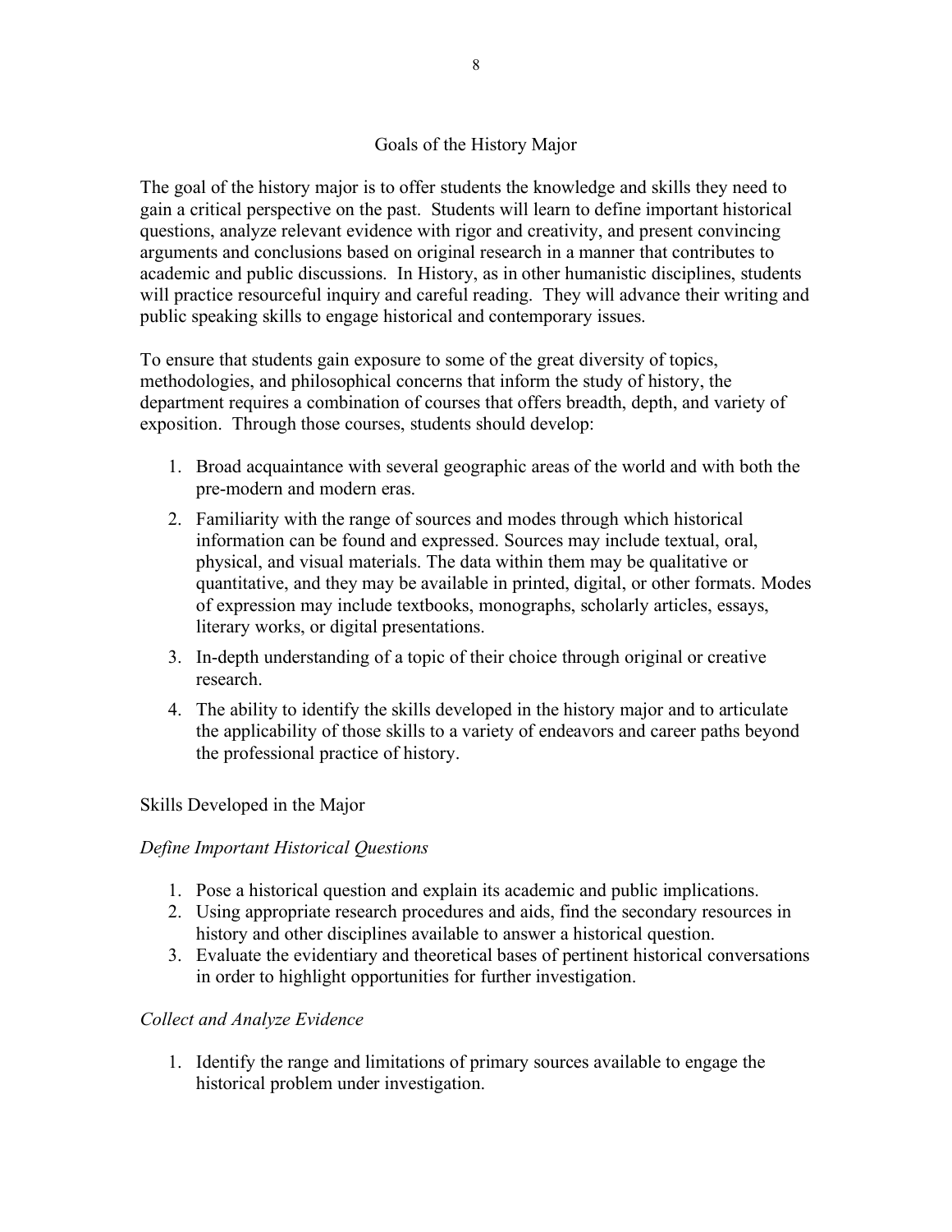## Goals of the History Major

The goal of the history major is to offer students the knowledge and skills they need to gain a critical perspective on the past. Students will learn to define important historical questions, analyze relevant evidence with rigor and creativity, and present convincing arguments and conclusions based on original research in a manner that contributes to academic and public discussions. In History, as in other humanistic disciplines, students will practice resourceful inquiry and careful reading. They will advance their writing and public speaking skills to engage historical and contemporary issues.

To ensure that students gain exposure to some of the great diversity of topics, methodologies, and philosophical concerns that inform the study of history, the department requires a combination of courses that offers breadth, depth, and variety of exposition. Through those courses, students should develop:

1. Broad acquaintance with several geographic areas of the world and with both the pre-modern and modern eras.
2. Familiarity with the range of sources and modes through which historical information can be found and expressed. Sources may include textual, oral, physical, and visual materials. The data within them may be qualitative or quantitative, and they may be available in printed, digital, or other formats. Modes of expression may include textbooks, monographs, scholarly articles, essays, literary works, or digital presentations.
3. In-depth understanding of a topic of their choice through original or creative research.
4. The ability to identify the skills developed in the history major and to articulate the applicability of those skills to a variety of endeavors and career paths beyond the professional practice of history.

### Skills Developed in the Major

#### *Define Important Historical Questions*

1. Pose a historical question and explain its academic and public implications.
2. Using appropriate research procedures and aids, find the secondary resources in history and other disciplines available to answer a historical question.
3. Evaluate the evidentiary and theoretical bases of pertinent historical conversations in order to highlight opportunities for further investigation.

#### *Collect and Analyze Evidence*

1. Identify the range and limitations of primary sources available to engage the historical problem under investigation.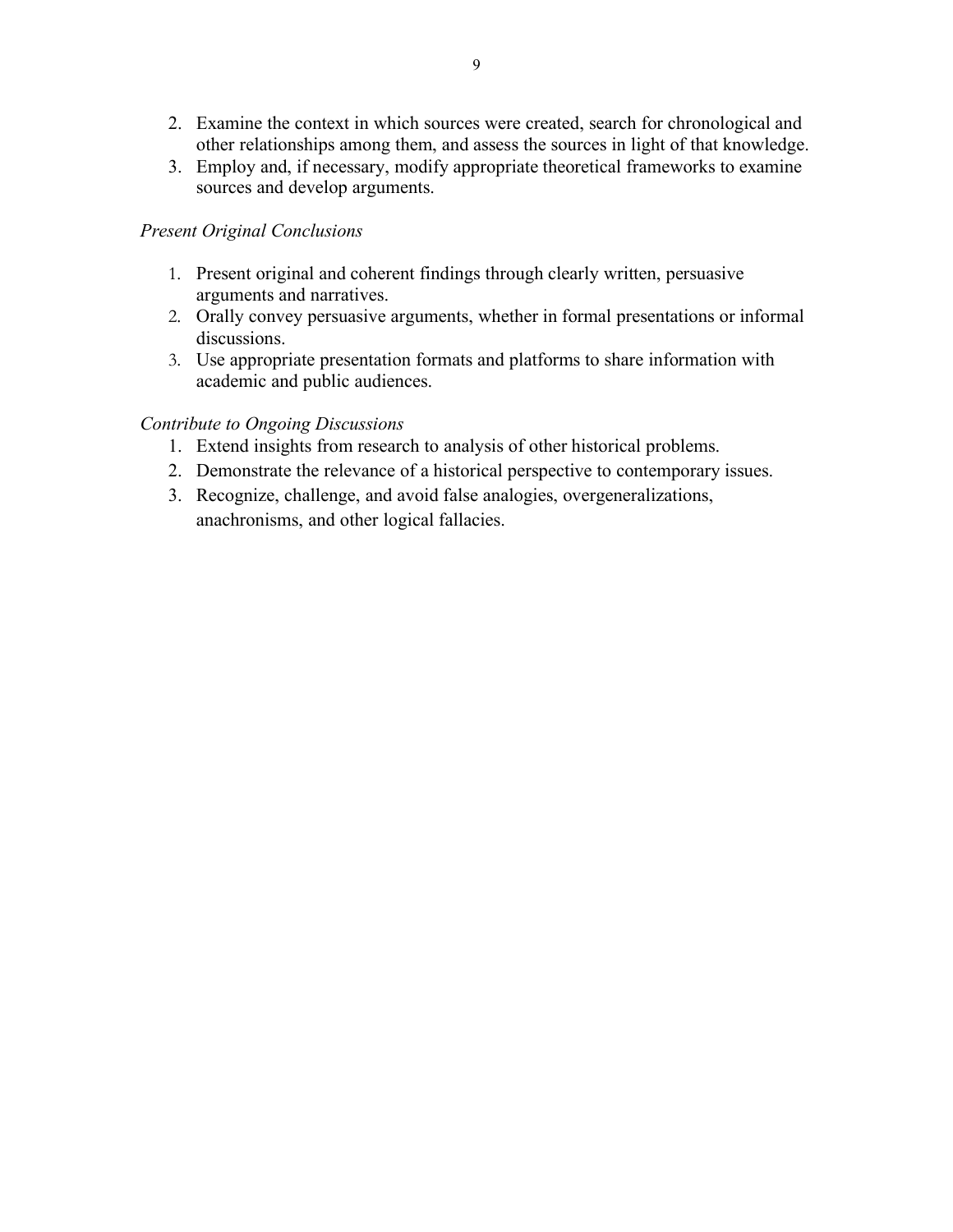2. Examine the context in which sources were created, search for chronological and other relationships among them, and assess the sources in light of that knowledge.
3. Employ and, if necessary, modify appropriate theoretical frameworks to examine sources and develop arguments.

*Present Original Conclusions*

1. Present original and coherent findings through clearly written, persuasive arguments and narratives.
2. Orally convey persuasive arguments, whether in formal presentations or informal discussions.
3. Use appropriate presentation formats and platforms to share information with academic and public audiences.

*Contribute to Ongoing Discussions*

1. Extend insights from research to analysis of other historical problems.
2. Demonstrate the relevance of a historical perspective to contemporary issues.
3. Recognize, challenge, and avoid false analogies, overgeneralizations, anachronisms, and other logical fallacies.